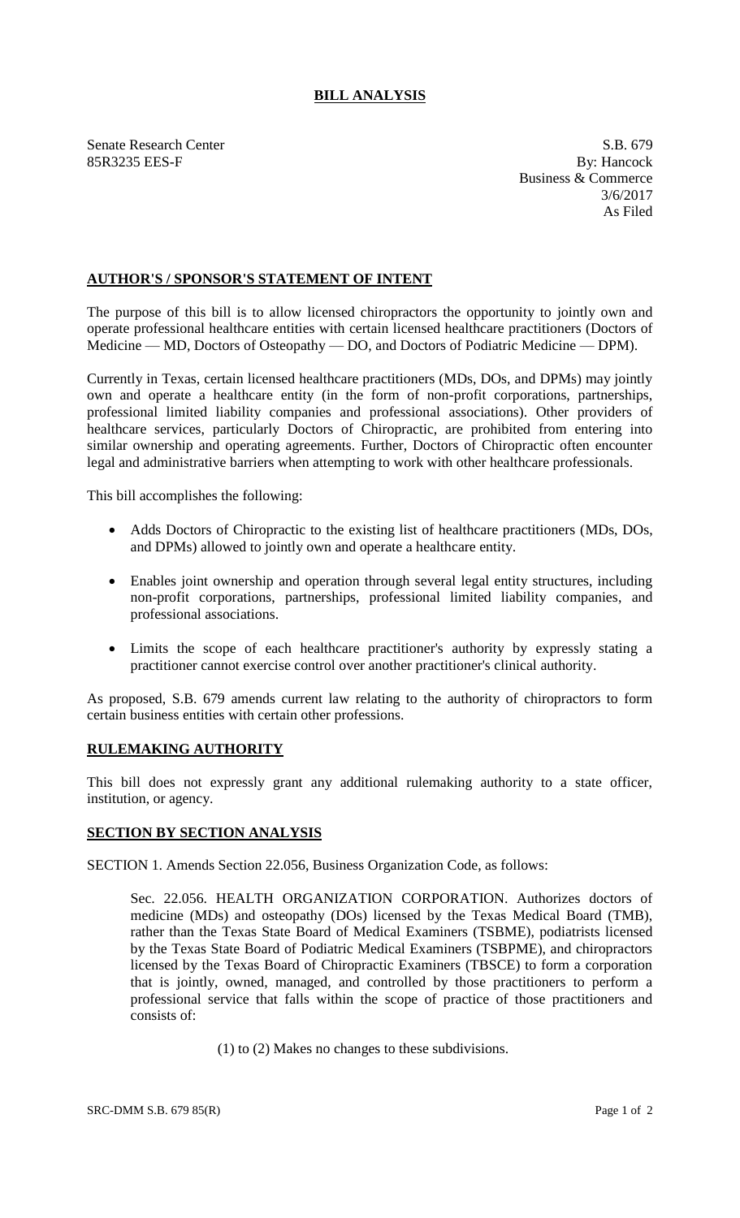# BILL ANALYSIS

Senate Research Center
85R3235 EES-F

S.B. 679
By: Hancock
Business & Commerce
3/6/2017
As Filed

## AUTHOR'S / SPONSOR'S STATEMENT OF INTENT

The purpose of this bill is to allow licensed chiropractors the opportunity to jointly own and operate professional healthcare entities with certain licensed healthcare practitioners (Doctors of Medicine — MD, Doctors of Osteopathy — DO, and Doctors of Podiatric Medicine — DPM).

Currently in Texas, certain licensed healthcare practitioners (MDs, DOs, and DPMs) may jointly own and operate a healthcare entity (in the form of non-profit corporations, partnerships, professional limited liability companies and professional associations). Other providers of healthcare services, particularly Doctors of Chiropractic, are prohibited from entering into similar ownership and operating agreements. Further, Doctors of Chiropractic often encounter legal and administrative barriers when attempting to work with other healthcare professionals.

This bill accomplishes the following:

- Adds Doctors of Chiropractic to the existing list of healthcare practitioners (MDs, DOs, and DPMs) allowed to jointly own and operate a healthcare entity.
- Enables joint ownership and operation through several legal entity structures, including non-profit corporations, partnerships, professional limited liability companies, and professional associations.
- Limits the scope of each healthcare practitioner's authority by expressly stating a practitioner cannot exercise control over another practitioner's clinical authority.

As proposed, S.B. 679 amends current law relating to the authority of chiropractors to form certain business entities with certain other professions.

## RULEMAKING AUTHORITY

This bill does not expressly grant any additional rulemaking authority to a state officer, institution, or agency.

## SECTION BY SECTION ANALYSIS

SECTION 1. Amends Section 22.056, Business Organization Code, as follows:

Sec. 22.056. HEALTH ORGANIZATION CORPORATION. Authorizes doctors of medicine (MDs) and osteopathy (DOs) licensed by the Texas Medical Board (TMB), rather than the Texas State Board of Medical Examiners (TSBME), podiatrists licensed by the Texas State Board of Podiatric Medical Examiners (TSBPME), and chiropractors licensed by the Texas Board of Chiropractic Examiners (TBSCE) to form a corporation that is jointly, owned, managed, and controlled by those practitioners to perform a professional service that falls within the scope of practice of those practitioners and consists of:

(1) to (2) Makes no changes to these subdivisions.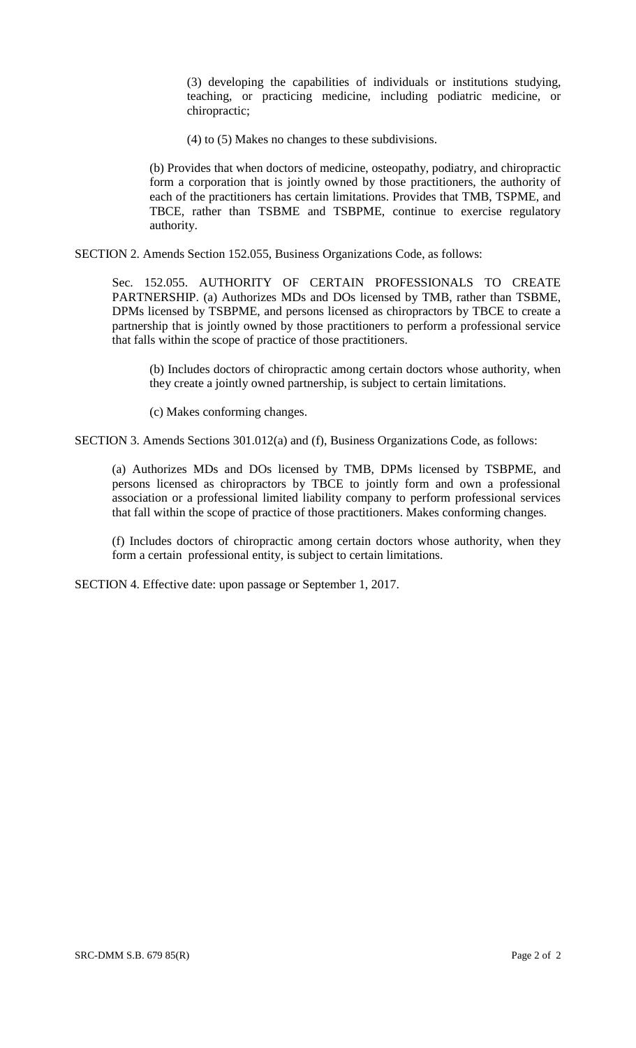(3) developing the capabilities of individuals or institutions studying, teaching, or practicing medicine, including podiatric medicine, or chiropractic;

(4) to (5) Makes no changes to these subdivisions.

(b) Provides that when doctors of medicine, osteopathy, podiatry, and chiropractic form a corporation that is jointly owned by those practitioners, the authority of each of the practitioners has certain limitations. Provides that TMB, TSPME, and TBCE, rather than TSBME and TSBPME, continue to exercise regulatory authority.

SECTION 2. Amends Section 152.055, Business Organizations Code, as follows:

Sec. 152.055. AUTHORITY OF CERTAIN PROFESSIONALS TO CREATE PARTNERSHIP. (a) Authorizes MDs and DOs licensed by TMB, rather than TSBME, DPMs licensed by TSBPME, and persons licensed as chiropractors by TBCE to create a partnership that is jointly owned by those practitioners to perform a professional service that falls within the scope of practice of those practitioners.

(b) Includes doctors of chiropractic among certain doctors whose authority, when they create a jointly owned partnership, is subject to certain limitations.

(c) Makes conforming changes.

SECTION 3. Amends Sections 301.012(a) and (f), Business Organizations Code, as follows:

(a) Authorizes MDs and DOs licensed by TMB, DPMs licensed by TSBPME, and persons licensed as chiropractors by TBCE to jointly form and own a professional association or a professional limited liability company to perform professional services that fall within the scope of practice of those practitioners. Makes conforming changes.

(f) Includes doctors of chiropractic among certain doctors whose authority, when they form a certain professional entity, is subject to certain limitations.

SECTION 4. Effective date: upon passage or September 1, 2017.